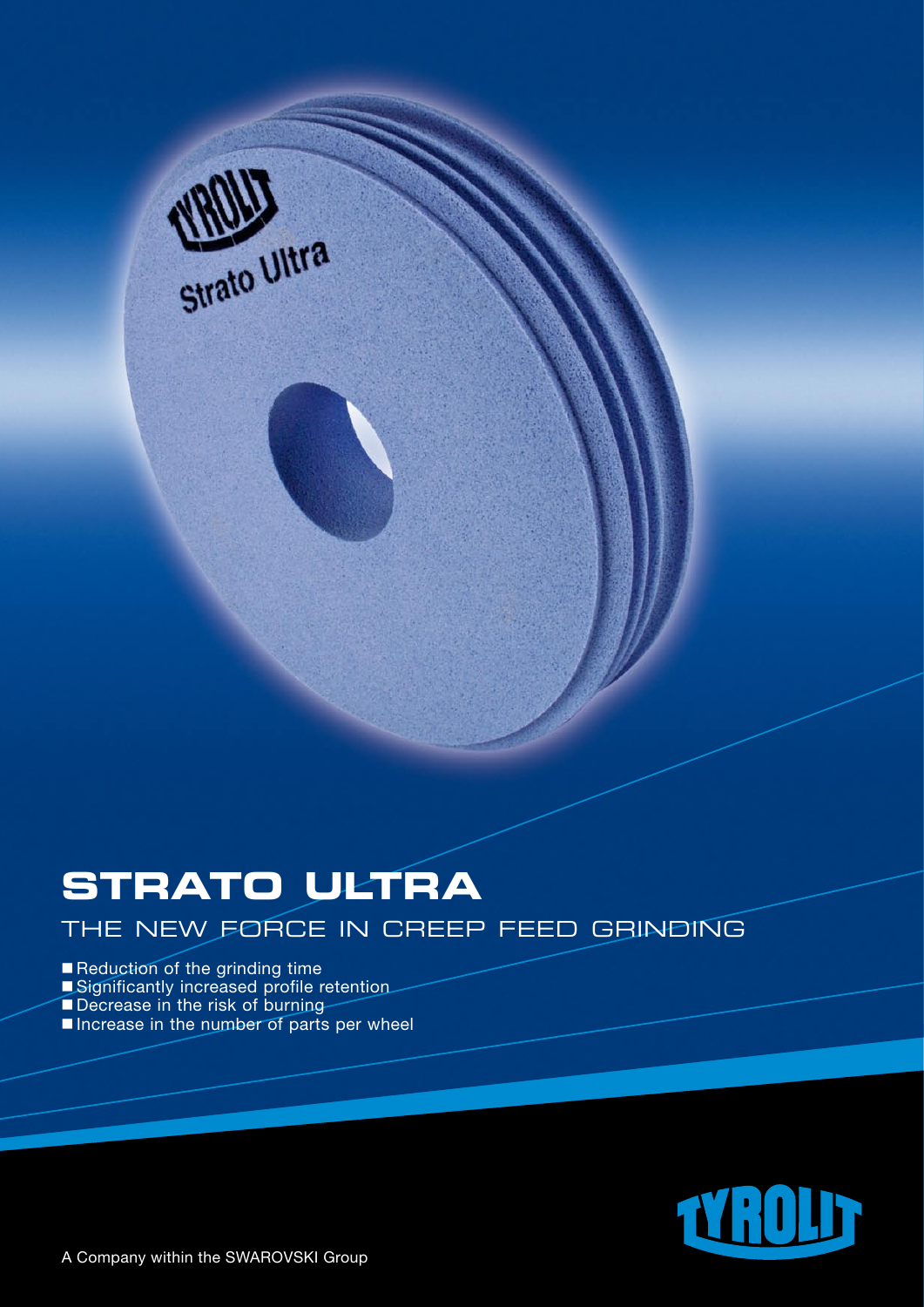# STRATO ULTRA

## THE NEW FORCE IN CREEP FEED GRINDING

- Reduction of the grinding time
- Significantly increased profile retention
- Decrease in the risk of burning
- Increase in the number of parts per wheel

A Company within the SWAROVSKI Group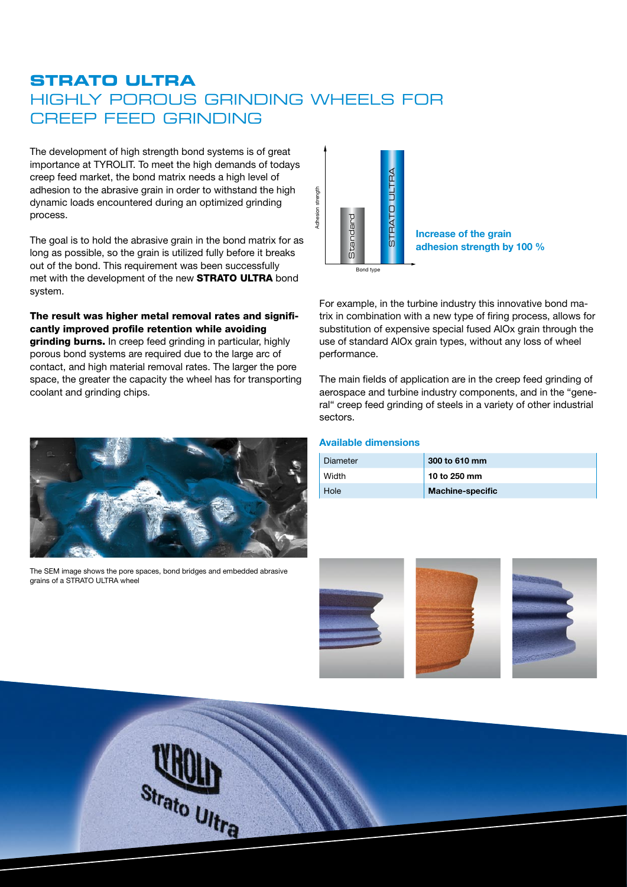# STRATO ULTRA
## HIGHLY POROUS GRINDING WHEELS FOR CREEP FEED GRINDING

The development of high strength bond systems is of great importance at TYROLIT. To meet the high demands of todays creep feed market, the bond matrix needs a high level of adhesion to the abrasive grain in order to withstand the high dynamic loads encountered during an optimized grinding process.

The goal is to hold the abrasive grain in the bond matrix for as long as possible, so the grain is utilized fully before it breaks out of the bond. This requirement was been successfully met with the development of the new **STRATO ULTRA** bond system.

**The result was higher metal removal rates and significantly improved profile retention while avoiding grinding burns.** In creep feed grinding in particular, highly porous bond systems are required due to the large arc of contact, and high material removal rates. The larger the pore space, the greater the capacity the wheel has for transporting coolant and grinding chips.

Adhesion strength

Standard | STRATO ULTRA

Bond type

**Increase of the grain adhesion strength by 100 %**

For example, in the turbine industry this innovative bond matrix in combination with a new type of firing process, allows for substitution of expensive special fused AlOx grain through the use of standard AlOx grain types, without any loss of wheel performance.

The main fields of application are in the creep feed grinding of aerospace and turbine industry components, and in the "general" creep feed grinding of steels in a variety of other industrial sectors.

The SEM image shows the pore spaces, bond bridges and embedded abrasive grains of a STRATO ULTRA wheel

### Available dimensions

| Diameter | **300 to 610 mm** |
|---|---|
| Width | **10 to 250 mm** |
| Hole | **Machine-specific** |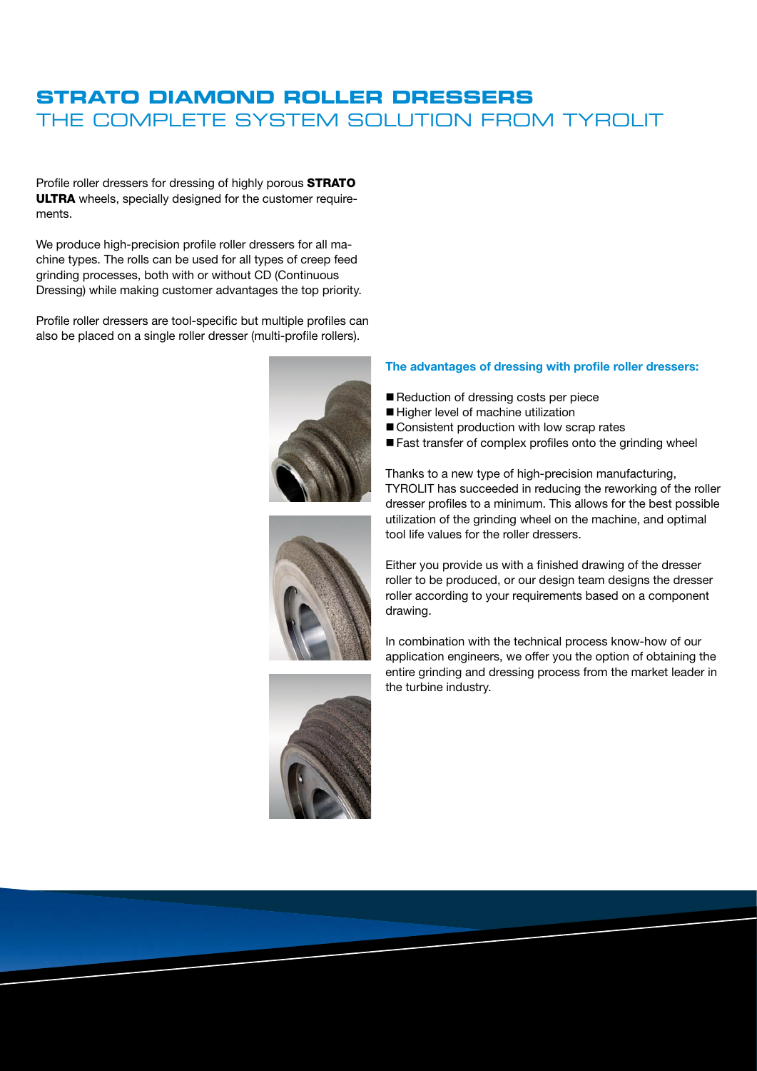# STRATO DIAMOND ROLLER DRESSERS
## THE COMPLETE SYSTEM SOLUTION FROM TYROLIT

Profile roller dressers for dressing of highly porous **STRATO ULTRA** wheels, specially designed for the customer requirements.

We produce high-precision profile roller dressers for all machine types. The rolls can be used for all types of creep feed grinding processes, both with or without CD (Continuous Dressing) while making customer advantages the top priority.

Profile roller dressers are tool-specific but multiple profiles can also be placed on a single roller dresser (multi-profile rollers).

### The advantages of dressing with profile roller dressers:

- Reduction of dressing costs per piece
- Higher level of machine utilization
- Consistent production with low scrap rates
- Fast transfer of complex profiles onto the grinding wheel

Thanks to a new type of high-precision manufacturing, TYROLIT has succeeded in reducing the reworking of the roller dresser profiles to a minimum. This allows for the best possible utilization of the grinding wheel on the machine, and optimal tool life values for the roller dressers.

Either you provide us with a finished drawing of the dresser roller to be produced, or our design team designs the dresser roller according to your requirements based on a component drawing.

In combination with the technical process know-how of our application engineers, we offer you the option of obtaining the entire grinding and dressing process from the market leader in the turbine industry.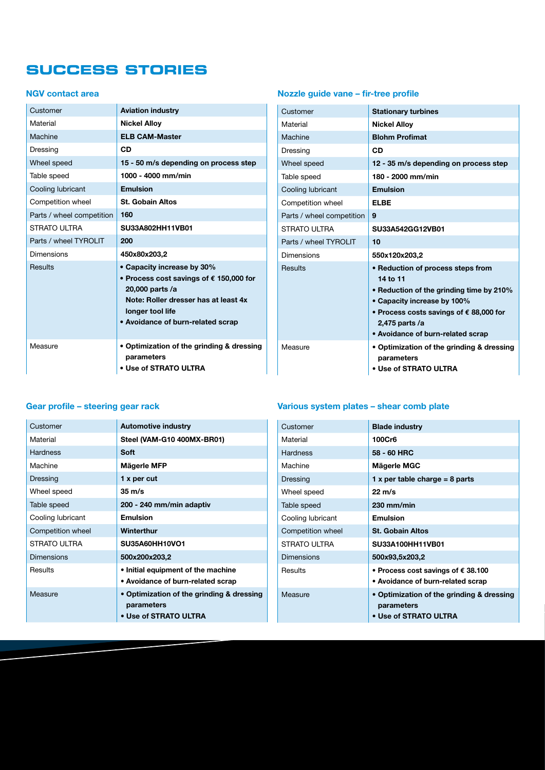# SUCCESS STORIES

## NGV contact area

| Customer | **Aviation industry** |
|---|---|
| Material | **Nickel Alloy** |
| Machine | **ELB CAM-Master** |
| Dressing | **CD** |
| Wheel speed | **15 - 50 m/s depending on process step** |
| Table speed | **1000 - 4000 mm/min** |
| Cooling lubricant | **Emulsion** |
| Competition wheel | **St. Gobain Altos** |
| Parts / wheel competition | **160** |
| STRATO ULTRA | **SU33A802HH11VB01** |
| Parts / wheel TYROLIT | **200** |
| Dimensions | **450x80x203,2** |
| Results | **• Capacity increase by 30%<br>• Process cost savings of € 150,000 for 20,000 parts /a<br>Note: Roller dresser has at least 4x longer tool life<br>• Avoidance of burn-related scrap** |
| Measure | **• Optimization of the grinding & dressing parameters<br>• Use of STRATO ULTRA** |

## Nozzle guide vane – fir-tree profile

| Customer | **Stationary turbines** |
|---|---|
| Material | **Nickel Alloy** |
| Machine | **Blohm Profimat** |
| Dressing | **CD** |
| Wheel speed | **12 - 35 m/s depending on process step** |
| Table speed | **180 - 2000 mm/min** |
| Cooling lubricant | **Emulsion** |
| Competition wheel | **ELBE** |
| Parts / wheel competition | **9** |
| STRATO ULTRA | **SU33A542GG12VB01** |
| Parts / wheel TYROLIT | **10** |
| Dimensions | **550x120x203,2** |
| Results | **• Reduction of process steps from 14 to 11<br>• Reduction of the grinding time by 210%<br>• Capacity increase by 100%<br>• Process costs savings of € 88,000 for 2,475 parts /a<br>• Avoidance of burn-related scrap** |
| Measure | **• Optimization of the grinding & dressing parameters<br>• Use of STRATO ULTRA** |

## Gear profile – steering gear rack

| Customer | **Automotive industry** |
|---|---|
| Material | **Steel (VAM-G10 400MX-BR01)** |
| Hardness | **Soft** |
| Machine | **Mägerle MFP** |
| Dressing | **1 x per cut** |
| Wheel speed | **35 m/s** |
| Table speed | **200 - 240 mm/min adaptiv** |
| Cooling lubricant | **Emulsion** |
| Competition wheel | **Winterthur** |
| STRATO ULTRA | **SU35A60HH10VO1** |
| Dimensions | **500x200x203,2** |
| Results | **• Initial equipment of the machine<br>• Avoidance of burn-related scrap** |
| Measure | **• Optimization of the grinding & dressing parameters<br>• Use of STRATO ULTRA** |

## Various system plates – shear comb plate

| Customer | **Blade industry** |
|---|---|
| Material | **100Cr6** |
| Hardness | **58 - 60 HRC** |
| Machine | **Mägerle MGC** |
| Dressing | **1 x per table charge = 8 parts** |
| Wheel speed | **22 m/s** |
| Table speed | **230 mm/min** |
| Cooling lubricant | **Emulsion** |
| Competition wheel | **St. Gobain Altos** |
| STRATO ULTRA | **SU33A100HH11VB01** |
| Dimensions | **500x93,5x203,2** |
| Results | **• Process cost savings of € 38.100<br>• Avoidance of burn-related scrap** |
| Measure | **• Optimization of the grinding & dressing parameters<br>• Use of STRATO ULTRA** |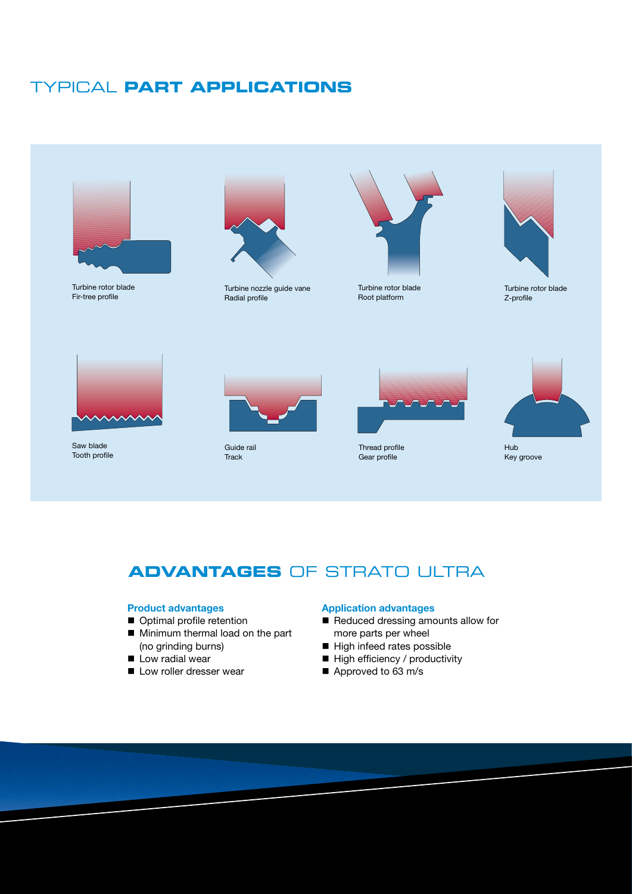# TYPICAL **PART APPLICATIONS**

Turbine rotor blade
Fir-tree profile

Turbine nozzle guide vane
Radial profile

Turbine rotor blade
Root platform

Turbine rotor blade
Z-profile

Saw blade
Tooth profile

Guide rail
Track

Thread profile
Gear profile

Hub
Key groove

## **ADVANTAGES** OF STRATO ULTRA

### Product advantages

- Optimal profile retention
- Minimum thermal load on the part (no grinding burns)
- Low radial wear
- Low roller dresser wear

### Application advantages

- Reduced dressing amounts allow for more parts per wheel
- High infeed rates possible
- High efficiency / productivity
- Approved to 63 m/s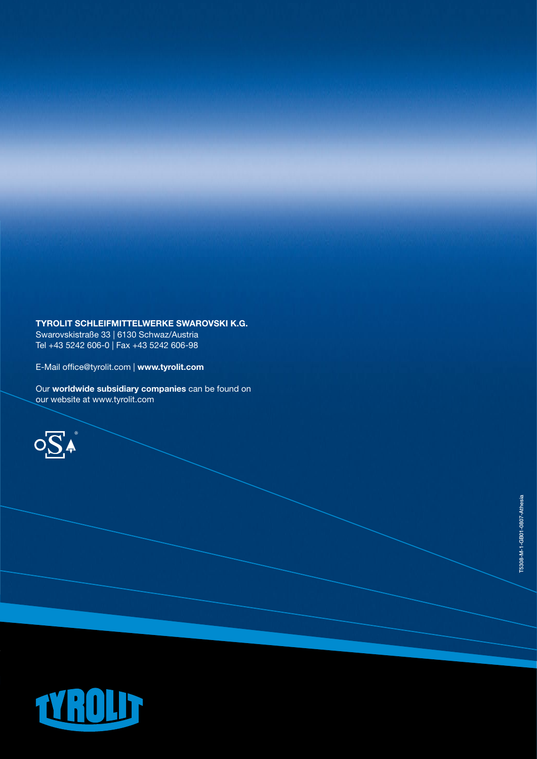**TYROLIT SCHLEIFMITTELWERKE SWAROVSKI K.G.**
Swarovskistraße 33 | 6130 Schwaz/Austria
Tel +43 5242 606-0 | Fax +43 5242 606-98

E-Mail office@tyrolit.com | **www.tyrolit.com**

Our **worldwide subsidiary companies** can be found on our website at www.tyrolit.com

T5308-M-1-GB01-0807-Athesia